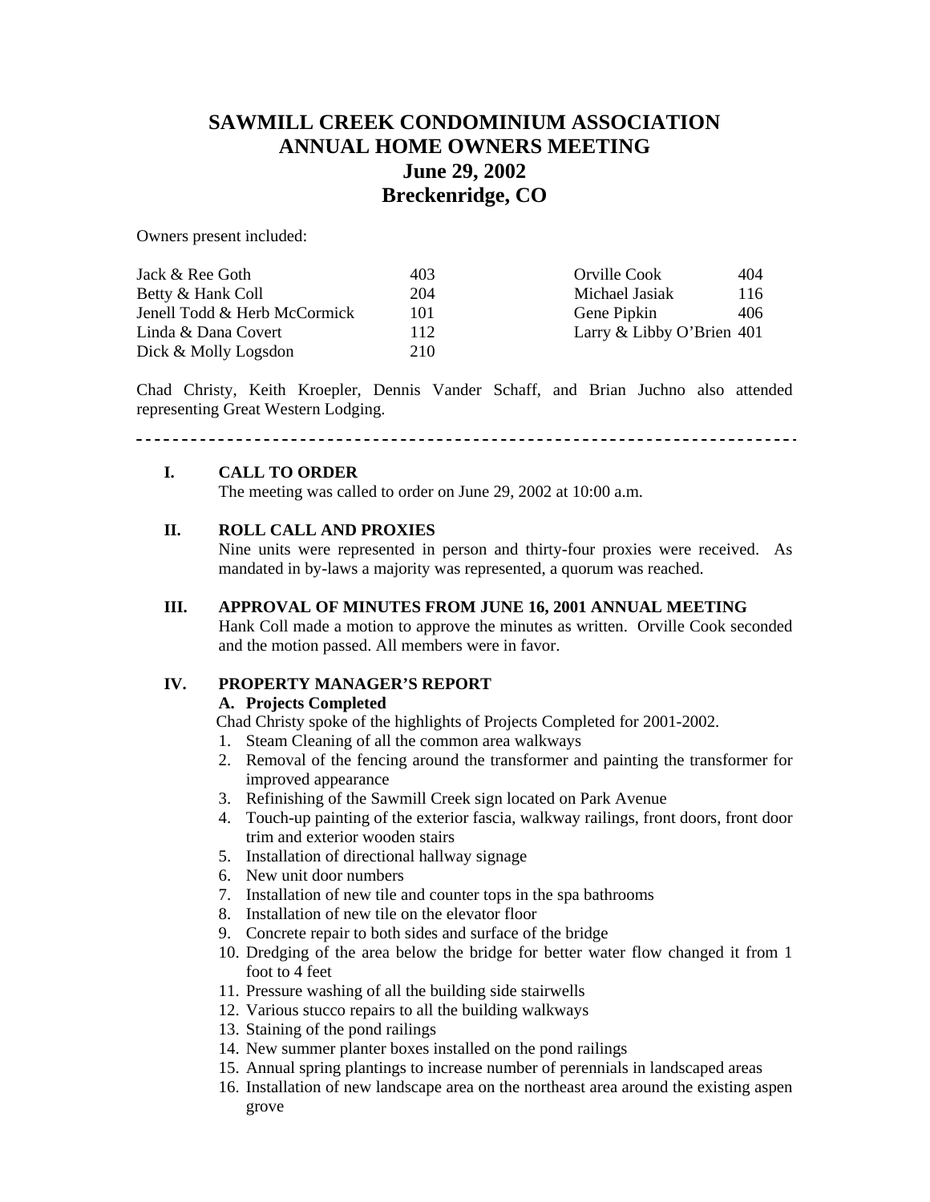# SAWMILL CREEK CONDOMINIUM ASSOCIATION
# ANNUAL HOME OWNERS MEETING
# June 29, 2002
# Breckenridge, CO

Owners present included:

| | | | |
|---|---|---|---|
| Jack & Ree Goth | 403 | Orville Cook | 404 |
| Betty & Hank Coll | 204 | Michael Jasiak | 116 |
| Jenell Todd & Herb McCormick | 101 | Gene Pipkin | 406 |
| Linda & Dana Covert | 112 | Larry & Libby O'Brien | 401 |
| Dick & Molly Logsdon | 210 | | |

Chad Christy, Keith Kroepler, Dennis Vander Schaff, and Brian Juchno also attended representing Great Western Lodging.

---

## I. CALL TO ORDER

The meeting was called to order on June 29, 2002 at 10:00 a.m.

## II. ROLL CALL AND PROXIES

Nine units were represented in person and thirty-four proxies were received. As mandated in by-laws a majority was represented, a quorum was reached.

## III. APPROVAL OF MINUTES FROM JUNE 16, 2001 ANNUAL MEETING

Hank Coll made a motion to approve the minutes as written. Orville Cook seconded and the motion passed. All members were in favor.

## IV. PROPERTY MANAGER'S REPORT

### A. Projects Completed

Chad Christy spoke of the highlights of Projects Completed for 2001-2002.

1. Steam Cleaning of all the common area walkways
2. Removal of the fencing around the transformer and painting the transformer for improved appearance
3. Refinishing of the Sawmill Creek sign located on Park Avenue
4. Touch-up painting of the exterior fascia, walkway railings, front doors, front door trim and exterior wooden stairs
5. Installation of directional hallway signage
6. New unit door numbers
7. Installation of new tile and counter tops in the spa bathrooms
8. Installation of new tile on the elevator floor
9. Concrete repair to both sides and surface of the bridge
10. Dredging of the area below the bridge for better water flow changed it from 1 foot to 4 feet
11. Pressure washing of all the building side stairwells
12. Various stucco repairs to all the building walkways
13. Staining of the pond railings
14. New summer planter boxes installed on the pond railings
15. Annual spring plantings to increase number of perennials in landscaped areas
16. Installation of new landscape area on the northeast area around the existing aspen grove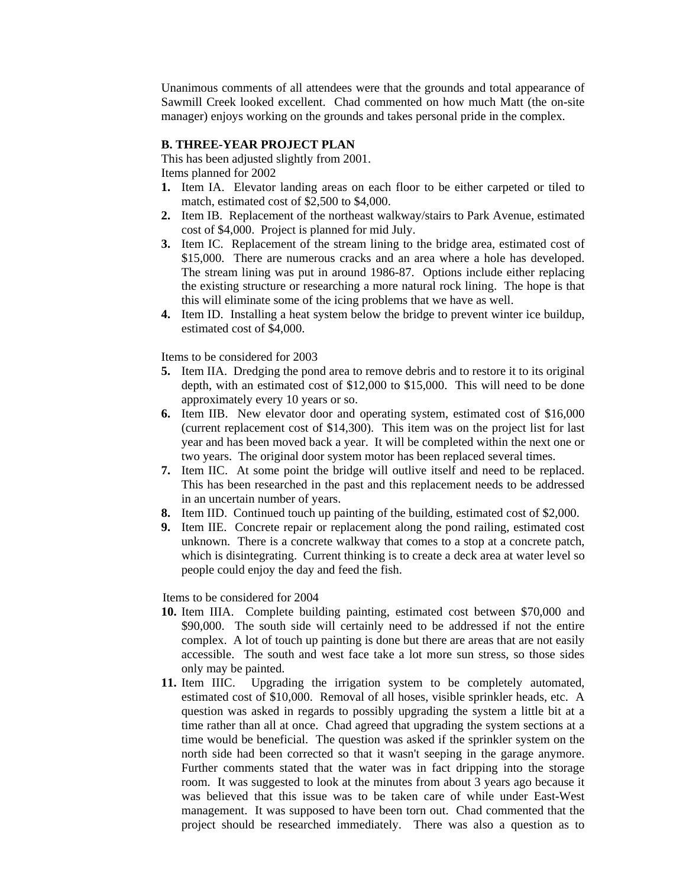Unanimous comments of all attendees were that the grounds and total appearance of Sawmill Creek looked excellent. Chad commented on how much Matt (the on-site manager) enjoys working on the grounds and takes personal pride in the complex.

**B. THREE-YEAR PROJECT PLAN**

This has been adjusted slightly from 2001.

Items planned for 2002

1. Item IA. Elevator landing areas on each floor to be either carpeted or tiled to match, estimated cost of $2,500 to $4,000.
2. Item IB. Replacement of the northeast walkway/stairs to Park Avenue, estimated cost of $4,000. Project is planned for mid July.
3. Item IC. Replacement of the stream lining to the bridge area, estimated cost of $15,000. There are numerous cracks and an area where a hole has developed. The stream lining was put in around 1986-87. Options include either replacing the existing structure or researching a more natural rock lining. The hope is that this will eliminate some of the icing problems that we have as well.
4. Item ID. Installing a heat system below the bridge to prevent winter ice buildup, estimated cost of $4,000.

Items to be considered for 2003

5. Item IIA. Dredging the pond area to remove debris and to restore it to its original depth, with an estimated cost of $12,000 to $15,000. This will need to be done approximately every 10 years or so.
6. Item IIB. New elevator door and operating system, estimated cost of $16,000 (current replacement cost of $14,300). This item was on the project list for last year and has been moved back a year. It will be completed within the next one or two years. The original door system motor has been replaced several times.
7. Item IIC. At some point the bridge will outlive itself and need to be replaced. This has been researched in the past and this replacement needs to be addressed in an uncertain number of years.
8. Item IID. Continued touch up painting of the building, estimated cost of $2,000.
9. Item IIE. Concrete repair or replacement along the pond railing, estimated cost unknown. There is a concrete walkway that comes to a stop at a concrete patch, which is disintegrating. Current thinking is to create a deck area at water level so people could enjoy the day and feed the fish.

Items to be considered for 2004

10. Item IIIA. Complete building painting, estimated cost between $70,000 and $90,000. The south side will certainly need to be addressed if not the entire complex. A lot of touch up painting is done but there are areas that are not easily accessible. The south and west face take a lot more sun stress, so those sides only may be painted.
11. Item IIIC. Upgrading the irrigation system to be completely automated, estimated cost of $10,000. Removal of all hoses, visible sprinkler heads, etc. A question was asked in regards to possibly upgrading the system a little bit at a time rather than all at once. Chad agreed that upgrading the system sections at a time would be beneficial. The question was asked if the sprinkler system on the north side had been corrected so that it wasn't seeping in the garage anymore. Further comments stated that the water was in fact dripping into the storage room. It was suggested to look at the minutes from about 3 years ago because it was believed that this issue was to be taken care of while under East-West management. It was supposed to have been torn out. Chad commented that the project should be researched immediately. There was also a question as to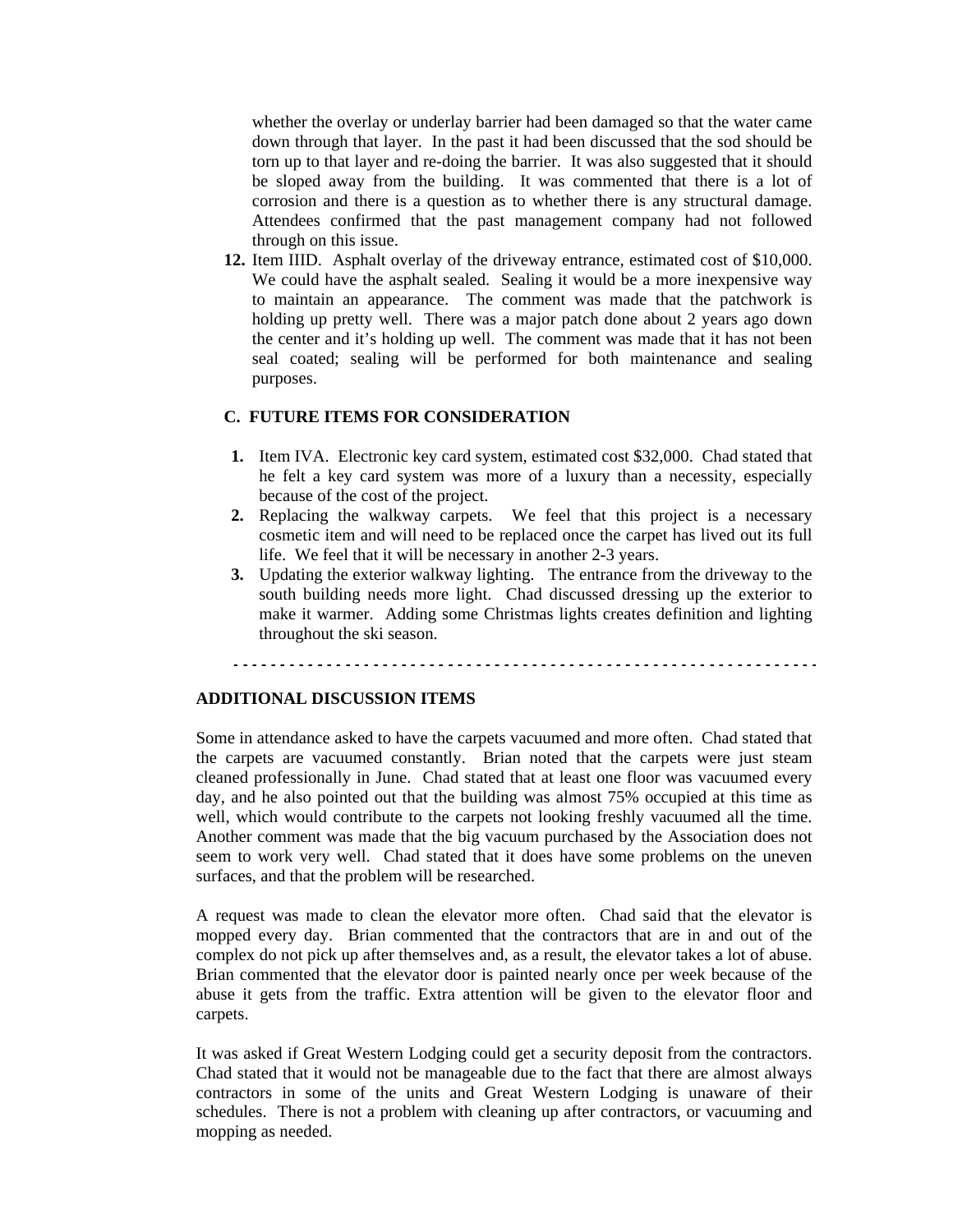whether the overlay or underlay barrier had been damaged so that the water came down through that layer. In the past it had been discussed that the sod should be torn up to that layer and re-doing the barrier. It was also suggested that it should be sloped away from the building. It was commented that there is a lot of corrosion and there is a question as to whether there is any structural damage. Attendees confirmed that the past management company had not followed through on this issue.

12. Item IIID. Asphalt overlay of the driveway entrance, estimated cost of $10,000. We could have the asphalt sealed. Sealing it would be a more inexpensive way to maintain an appearance. The comment was made that the patchwork is holding up pretty well. There was a major patch done about 2 years ago down the center and it's holding up well. The comment was made that it has not been seal coated; sealing will be performed for both maintenance and sealing purposes.

### C. FUTURE ITEMS FOR CONSIDERATION

1. Item IVA. Electronic key card system, estimated cost $32,000. Chad stated that he felt a key card system was more of a luxury than a necessity, especially because of the cost of the project.
2. Replacing the walkway carpets. We feel that this project is a necessary cosmetic item and will need to be replaced once the carpet has lived out its full life. We feel that it will be necessary in another 2-3 years.
3. Updating the exterior walkway lighting. The entrance from the driveway to the south building needs more light. Chad discussed dressing up the exterior to make it warmer. Adding some Christmas lights creates definition and lighting throughout the ski season.

- - - - - - - - - - - - - - - - - - - - - - - - - - - - - - - - - - - - - - - - - - - - - - - - - - - - - - - - - - - - - - -

## ADDITIONAL DISCUSSION ITEMS

Some in attendance asked to have the carpets vacuumed and more often. Chad stated that the carpets are vacuumed constantly. Brian noted that the carpets were just steam cleaned professionally in June. Chad stated that at least one floor was vacuumed every day, and he also pointed out that the building was almost 75% occupied at this time as well, which would contribute to the carpets not looking freshly vacuumed all the time. Another comment was made that the big vacuum purchased by the Association does not seem to work very well. Chad stated that it does have some problems on the uneven surfaces, and that the problem will be researched.

A request was made to clean the elevator more often. Chad said that the elevator is mopped every day. Brian commented that the contractors that are in and out of the complex do not pick up after themselves and, as a result, the elevator takes a lot of abuse. Brian commented that the elevator door is painted nearly once per week because of the abuse it gets from the traffic. Extra attention will be given to the elevator floor and carpets.

It was asked if Great Western Lodging could get a security deposit from the contractors. Chad stated that it would not be manageable due to the fact that there are almost always contractors in some of the units and Great Western Lodging is unaware of their schedules. There is not a problem with cleaning up after contractors, or vacuuming and mopping as needed.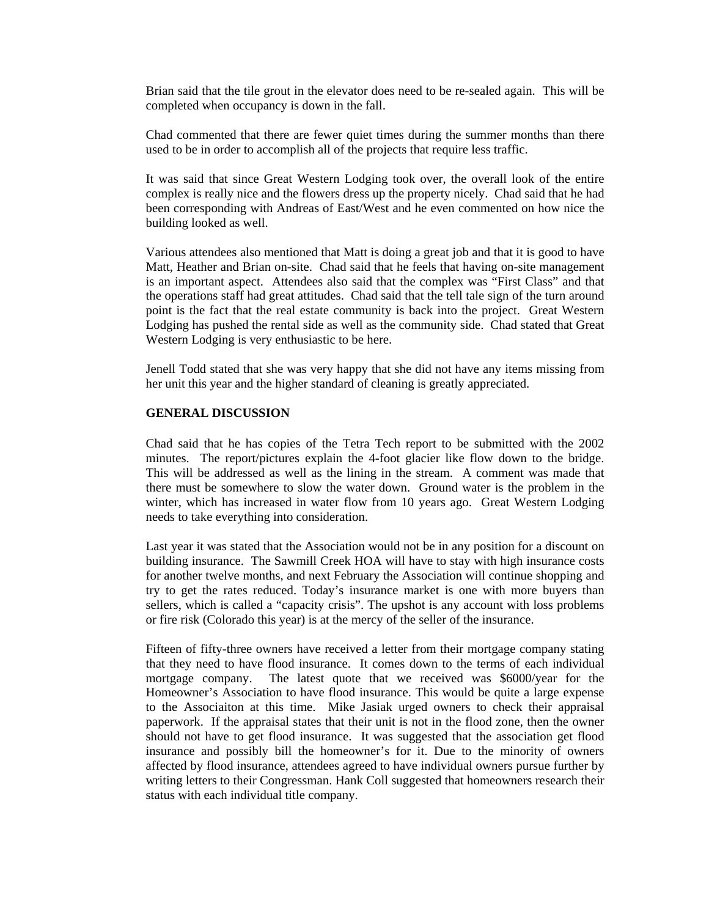Brian said that the tile grout in the elevator does need to be re-sealed again. This will be completed when occupancy is down in the fall.

Chad commented that there are fewer quiet times during the summer months than there used to be in order to accomplish all of the projects that require less traffic.

It was said that since Great Western Lodging took over, the overall look of the entire complex is really nice and the flowers dress up the property nicely. Chad said that he had been corresponding with Andreas of East/West and he even commented on how nice the building looked as well.

Various attendees also mentioned that Matt is doing a great job and that it is good to have Matt, Heather and Brian on-site. Chad said that he feels that having on-site management is an important aspect. Attendees also said that the complex was "First Class" and that the operations staff had great attitudes. Chad said that the tell tale sign of the turn around point is the fact that the real estate community is back into the project. Great Western Lodging has pushed the rental side as well as the community side. Chad stated that Great Western Lodging is very enthusiastic to be here.

Jenell Todd stated that she was very happy that she did not have any items missing from her unit this year and the higher standard of cleaning is greatly appreciated.

**GENERAL DISCUSSION**

Chad said that he has copies of the Tetra Tech report to be submitted with the 2002 minutes. The report/pictures explain the 4-foot glacier like flow down to the bridge. This will be addressed as well as the lining in the stream. A comment was made that there must be somewhere to slow the water down. Ground water is the problem in the winter, which has increased in water flow from 10 years ago. Great Western Lodging needs to take everything into consideration.

Last year it was stated that the Association would not be in any position for a discount on building insurance. The Sawmill Creek HOA will have to stay with high insurance costs for another twelve months, and next February the Association will continue shopping and try to get the rates reduced. Today's insurance market is one with more buyers than sellers, which is called a "capacity crisis". The upshot is any account with loss problems or fire risk (Colorado this year) is at the mercy of the seller of the insurance.

Fifteen of fifty-three owners have received a letter from their mortgage company stating that they need to have flood insurance. It comes down to the terms of each individual mortgage company. The latest quote that we received was $6000/year for the Homeowner's Association to have flood insurance. This would be quite a large expense to the Associaiton at this time. Mike Jasiak urged owners to check their appraisal paperwork. If the appraisal states that their unit is not in the flood zone, then the owner should not have to get flood insurance. It was suggested that the association get flood insurance and possibly bill the homeowner's for it. Due to the minority of owners affected by flood insurance, attendees agreed to have individual owners pursue further by writing letters to their Congressman. Hank Coll suggested that homeowners research their status with each individual title company.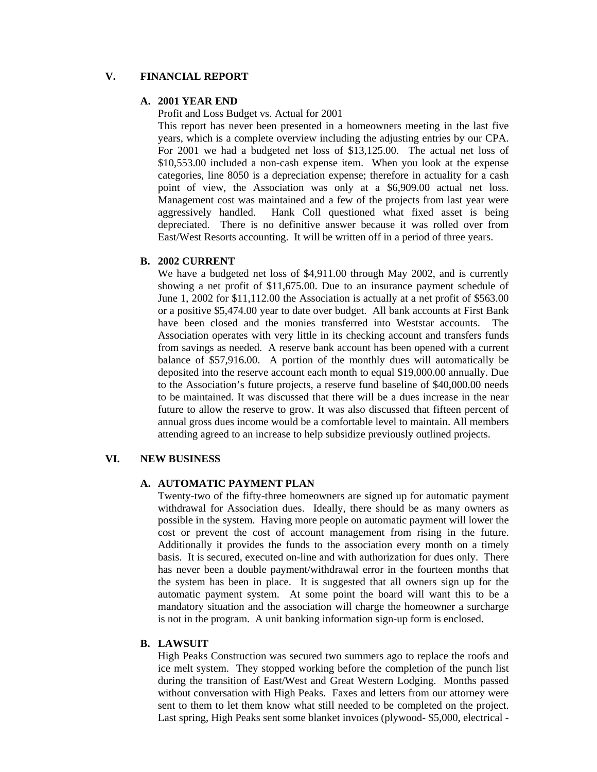## V. FINANCIAL REPORT

### A. 2001 YEAR END

Profit and Loss Budget vs. Actual for 2001

This report has never been presented in a homeowners meeting in the last five years, which is a complete overview including the adjusting entries by our CPA. For 2001 we had a budgeted net loss of $13,125.00. The actual net loss of $10,553.00 included a non-cash expense item. When you look at the expense categories, line 8050 is a depreciation expense; therefore in actuality for a cash point of view, the Association was only at a $6,909.00 actual net loss. Management cost was maintained and a few of the projects from last year were aggressively handled. Hank Coll questioned what fixed asset is being depreciated. There is no definitive answer because it was rolled over from East/West Resorts accounting. It will be written off in a period of three years.

### B. 2002 CURRENT

We have a budgeted net loss of $4,911.00 through May 2002, and is currently showing a net profit of $11,675.00. Due to an insurance payment schedule of June 1, 2002 for $11,112.00 the Association is actually at a net profit of $563.00 or a positive $5,474.00 year to date over budget. All bank accounts at First Bank have been closed and the monies transferred into Weststar accounts. The Association operates with very little in its checking account and transfers funds from savings as needed. A reserve bank account has been opened with a current balance of $57,916.00. A portion of the monthly dues will automatically be deposited into the reserve account each month to equal $19,000.00 annually. Due to the Association's future projects, a reserve fund baseline of $40,000.00 needs to be maintained. It was discussed that there will be a dues increase in the near future to allow the reserve to grow. It was also discussed that fifteen percent of annual gross dues income would be a comfortable level to maintain. All members attending agreed to an increase to help subsidize previously outlined projects.

## VI. NEW BUSINESS

### A. AUTOMATIC PAYMENT PLAN

Twenty-two of the fifty-three homeowners are signed up for automatic payment withdrawal for Association dues. Ideally, there should be as many owners as possible in the system. Having more people on automatic payment will lower the cost or prevent the cost of account management from rising in the future. Additionally it provides the funds to the association every month on a timely basis. It is secured, executed on-line and with authorization for dues only. There has never been a double payment/withdrawal error in the fourteen months that the system has been in place. It is suggested that all owners sign up for the automatic payment system. At some point the board will want this to be a mandatory situation and the association will charge the homeowner a surcharge is not in the program. A unit banking information sign-up form is enclosed.

### B. LAWSUIT

High Peaks Construction was secured two summers ago to replace the roofs and ice melt system. They stopped working before the completion of the punch list during the transition of East/West and Great Western Lodging. Months passed without conversation with High Peaks. Faxes and letters from our attorney were sent to them to let them know what still needed to be completed on the project. Last spring, High Peaks sent some blanket invoices (plywood- $5,000, electrical -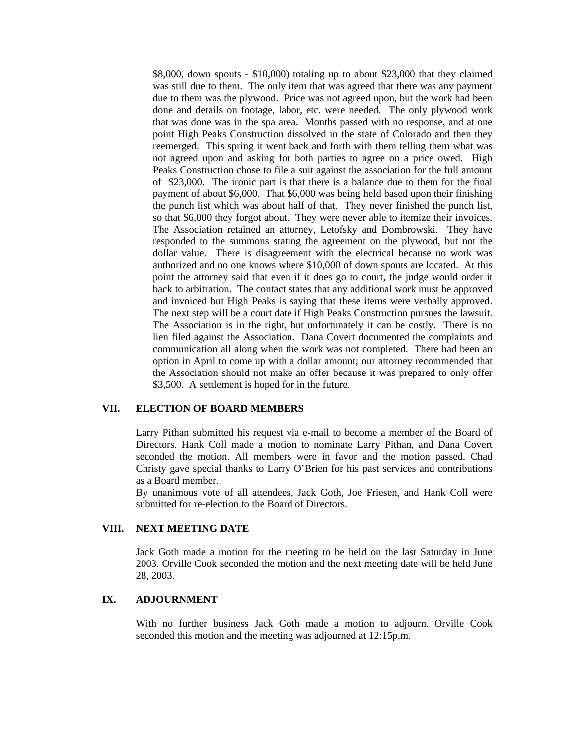$8,000, down spouts - $10,000) totaling up to about $23,000 that they claimed was still due to them. The only item that was agreed that there was any payment due to them was the plywood. Price was not agreed upon, but the work had been done and details on footage, labor, etc. were needed. The only plywood work that was done was in the spa area. Months passed with no response, and at one point High Peaks Construction dissolved in the state of Colorado and then they reemerged. This spring it went back and forth with them telling them what was not agreed upon and asking for both parties to agree on a price owed. High Peaks Construction chose to file a suit against the association for the full amount of $23,000. The ironic part is that there is a balance due to them for the final payment of about $6,000. That $6,000 was being held based upon their finishing the punch list which was about half of that. They never finished the punch list, so that $6,000 they forgot about. They were never able to itemize their invoices. The Association retained an attorney, Letofsky and Dombrowski. They have responded to the summons stating the agreement on the plywood, but not the dollar value. There is disagreement with the electrical because no work was authorized and no one knows where $10,000 of down spouts are located. At this point the attorney said that even if it does go to court, the judge would order it back to arbitration. The contact states that any additional work must be approved and invoiced but High Peaks is saying that these items were verbally approved. The next step will be a court date if High Peaks Construction pursues the lawsuit. The Association is in the right, but unfortunately it can be costly. There is no lien filed against the Association. Dana Covert documented the complaints and communication all along when the work was not completed. There had been an option in April to come up with a dollar amount; our attorney recommended that the Association should not make an offer because it was prepared to only offer $3,500. A settlement is hoped for in the future.

## VII. ELECTION OF BOARD MEMBERS

Larry Pithan submitted his request via e-mail to become a member of the Board of Directors. Hank Coll made a motion to nominate Larry Pithan, and Dana Covert seconded the motion. All members were in favor and the motion passed. Chad Christy gave special thanks to Larry O'Brien for his past services and contributions as a Board member.

By unanimous vote of all attendees, Jack Goth, Joe Friesen, and Hank Coll were submitted for re-election to the Board of Directors.

## VIII. NEXT MEETING DATE

Jack Goth made a motion for the meeting to be held on the last Saturday in June 2003. Orville Cook seconded the motion and the next meeting date will be held June 28, 2003.

## IX. ADJOURNMENT

With no further business Jack Goth made a motion to adjourn. Orville Cook seconded this motion and the meeting was adjourned at 12:15p.m.